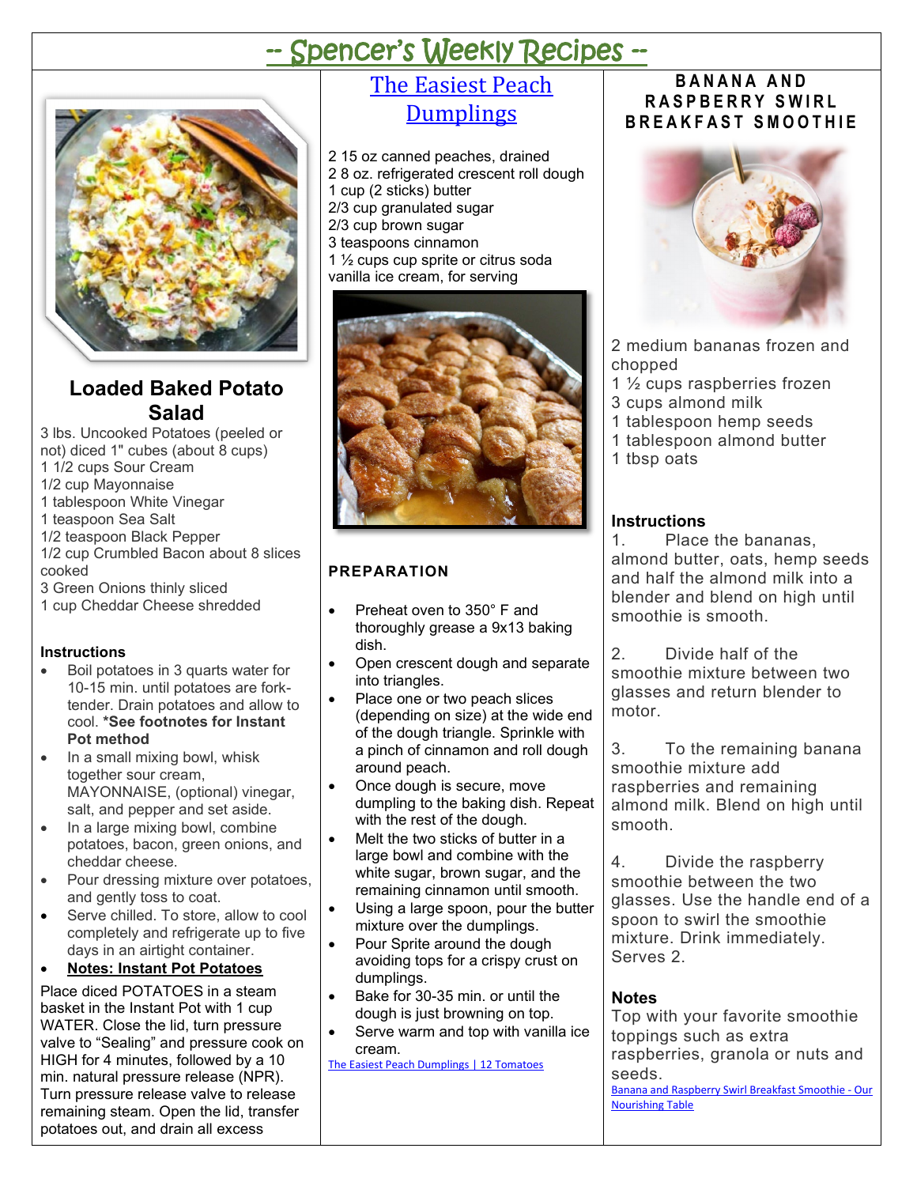# -- Spencer's Weekly Recipes --

## Loaded Baked Potato Salad

3 lbs. Uncooked Potatoes (peeled or not) diced 1" cubes (about 8 cups)
1 1/2 cups Sour Cream
1/2 cup Mayonnaise
1 tablespoon White Vinegar
1 teaspoon Sea Salt
1/2 teaspoon Black Pepper
1/2 cup Crumbled Bacon about 8 slices cooked
3 Green Onions thinly sliced
1 cup Cheddar Cheese shredded

**Instructions**

- Boil potatoes in 3 quarts water for 10-15 min. until potatoes are fork-tender. Drain potatoes and allow to cool. **\*See footnotes for Instant Pot method**
- In a small mixing bowl, whisk together sour cream, MAYONNAISE, (optional) vinegar, salt, and pepper and set aside.
- In a large mixing bowl, combine potatoes, bacon, green onions, and cheddar cheese.
- Pour dressing mixture over potatoes, and gently toss to coat.
- Serve chilled. To store, allow to cool completely and refrigerate up to five days in an airtight container.
- **Notes: Instant Pot Potatoes**

Place diced POTATOES in a steam basket in the Instant Pot with 1 cup WATER. Close the lid, turn pressure valve to "Sealing" and pressure cook on HIGH for 4 minutes, followed by a 10 min. natural pressure release (NPR). Turn pressure release valve to release remaining steam. Open the lid, transfer potatoes out, and drain all excess

## The Easiest Peach Dumplings

2 15 oz canned peaches, drained
2 8 oz. refrigerated crescent roll dough
1 cup (2 sticks) butter
2/3 cup granulated sugar
2/3 cup brown sugar
3 teaspoons cinnamon
1 ½ cups cup sprite or citrus soda
vanilla ice cream, for serving

**PREPARATION**

- Preheat oven to 350° F and thoroughly grease a 9x13 baking dish.
- Open crescent dough and separate into triangles.
- Place one or two peach slices (depending on size) at the wide end of the dough triangle. Sprinkle with a pinch of cinnamon and roll dough around peach.
- Once dough is secure, move dumpling to the baking dish. Repeat with the rest of the dough.
- Melt the two sticks of butter in a large bowl and combine with the white sugar, brown sugar, and the remaining cinnamon until smooth.
- Using a large spoon, pour the butter mixture over the dumplings.
- Pour Sprite around the dough avoiding tops for a crispy crust on dumplings.
- Bake for 30-35 min. or until the dough is just browning on top.
- Serve warm and top with vanilla ice cream.

The Easiest Peach Dumplings | 12 Tomatoes

## BANANA AND RASPBERRY SWIRL BREAKFAST SMOOTHIE

2 medium bananas frozen and chopped
1 ½ cups raspberries frozen
3 cups almond milk
1 tablespoon hemp seeds
1 tablespoon almond butter
1 tbsp oats

**Instructions**

1. Place the bananas, almond butter, oats, hemp seeds and half the almond milk into a blender and blend on high until smoothie is smooth.

2. Divide half of the smoothie mixture between two glasses and return blender to motor.

3. To the remaining banana smoothie mixture add raspberries and remaining almond milk. Blend on high until smooth.

4. Divide the raspberry smoothie between the two glasses. Use the handle end of a spoon to swirl the smoothie mixture. Drink immediately. Serves 2.

**Notes**

Top with your favorite smoothie toppings such as extra raspberries, granola or nuts and seeds.

Banana and Raspberry Swirl Breakfast Smoothie - Our Nourishing Table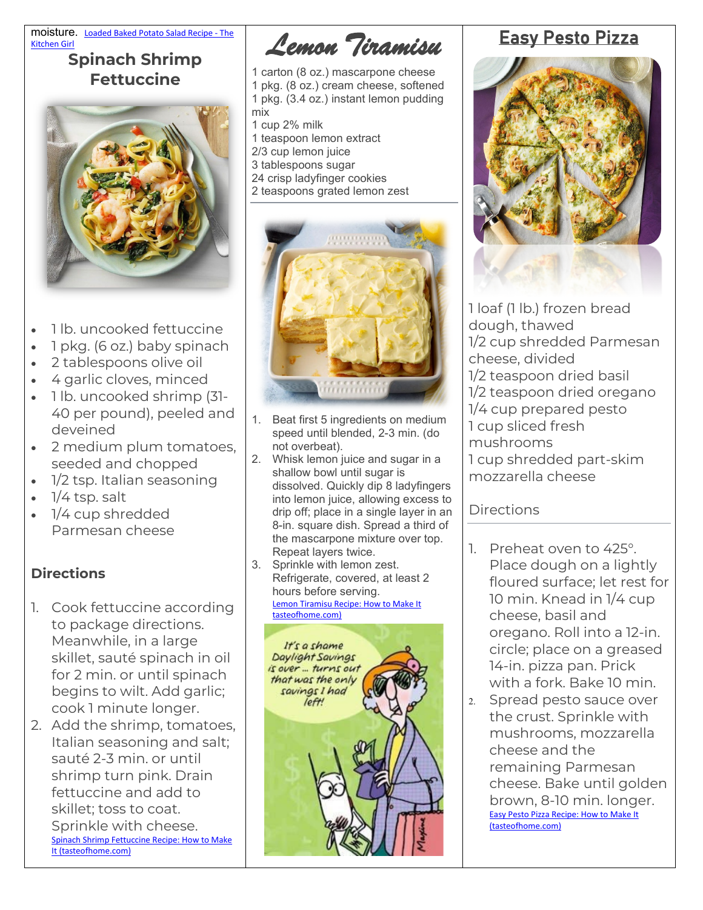moisture. Loaded Baked Potato Salad Recipe - The Kitchen Girl

## Spinach Shrimp Fettuccine

- 1 lb. uncooked fettuccine
- 1 pkg. (6 oz.) baby spinach
- 2 tablespoons olive oil
- 4 garlic cloves, minced
- 1 lb. uncooked shrimp (31-40 per pound), peeled and deveined
- 2 medium plum tomatoes, seeded and chopped
- 1/2 tsp. Italian seasoning
- 1/4 tsp. salt
- 1/4 cup shredded Parmesan cheese

### Directions

1. Cook fettuccine according to package directions. Meanwhile, in a large skillet, sauté spinach in oil for 2 min. or until spinach begins to wilt. Add garlic; cook 1 minute longer.
2. Add the shrimp, tomatoes, Italian seasoning and salt; sauté 2-3 min. or until shrimp turn pink. Drain fettuccine and add to skillet; toss to coat. Sprinkle with cheese.

Spinach Shrimp Fettuccine Recipe: How to Make It (tasteofhome.com)

## Lemon Tiramisu

1 carton (8 oz.) mascarpone cheese
1 pkg. (8 oz.) cream cheese, softened
1 pkg. (3.4 oz.) instant lemon pudding mix
1 cup 2% milk
1 teaspoon lemon extract
2/3 cup lemon juice
3 tablespoons sugar
24 crisp ladyfinger cookies
2 teaspoons grated lemon zest

1. Beat first 5 ingredients on medium speed until blended, 2-3 min. (do not overbeat).
2. Whisk lemon juice and sugar in a shallow bowl until sugar is dissolved. Quickly dip 8 ladyfingers into lemon juice, allowing excess to drip off; place in a single layer in an 8-in. square dish. Spread a third of the mascarpone mixture over top. Repeat layers twice.
3. Sprinkle with lemon zest. Refrigerate, covered, at least 2 hours before serving.

Lemon Tiramisu Recipe: How to Make It tasteofhome.com)

It's a shame Daylight Savings is over ... turns out that was the only savings I had left!

## Easy Pesto Pizza

1 loaf (1 lb.) frozen bread dough, thawed
1/2 cup shredded Parmesan cheese, divided
1/2 teaspoon dried basil
1/2 teaspoon dried oregano
1/4 cup prepared pesto
1 cup sliced fresh mushrooms
1 cup shredded part-skim mozzarella cheese

### Directions

1. Preheat oven to 425°. Place dough on a lightly floured surface; let rest for 10 min. Knead in 1/4 cup cheese, basil and oregano. Roll into a 12-in. circle; place on a greased 14-in. pizza pan. Prick with a fork. Bake 10 min.
2. Spread pesto sauce over the crust. Sprinkle with mushrooms, mozzarella cheese and the remaining Parmesan cheese. Bake until golden brown, 8-10 min. longer.

Easy Pesto Pizza Recipe: How to Make It (tasteofhome.com)